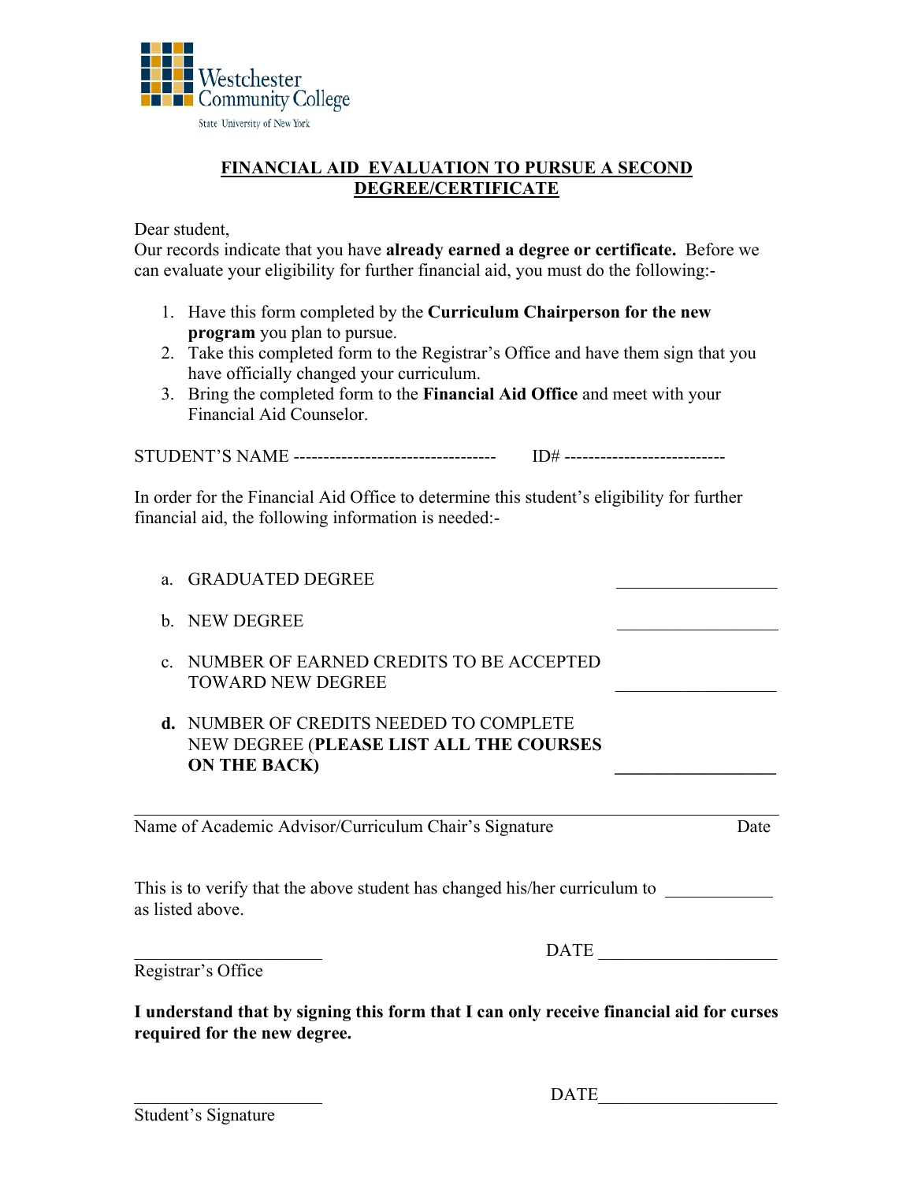Westchester Community College
State University of New York

# FINANCIAL AID EVALUATION TO PURSUE A SECOND DEGREE/CERTIFICATE

Dear student,
Our records indicate that you have **already earned a degree or certificate.** Before we can evaluate your eligibility for further financial aid, you must do the following:-

1. Have this form completed by the **Curriculum Chairperson for the new program** you plan to pursue.
2. Take this completed form to the Registrar's Office and have them sign that you have officially changed your curriculum.
3. Bring the completed form to the **Financial Aid Office** and meet with your Financial Aid Counselor.

STUDENT'S NAME ---------------------------------- ID# --------------------------

In order for the Financial Aid Office to determine this student's eligibility for further financial aid, the following information is needed:-

a. GRADUATED DEGREE ___________________

b. NEW DEGREE ___________________

c. NUMBER OF EARNED CREDITS TO BE ACCEPTED TOWARD NEW DEGREE ___________________

**d.** NUMBER OF CREDITS NEEDED TO COMPLETE NEW DEGREE (**PLEASE LIST ALL THE COURSES ON THE BACK)** ___________________

_____________________________________________________________________________
Name of Academic Advisor/Curriculum Chair's Signature Date

This is to verify that the above student has changed his/her curriculum to ____________ as listed above.

______________________ DATE ____________________
Registrar's Office

**I understand that by signing this form that I can only receive financial aid for curses required for the new degree.**

______________________ DATE____________________
Student's Signature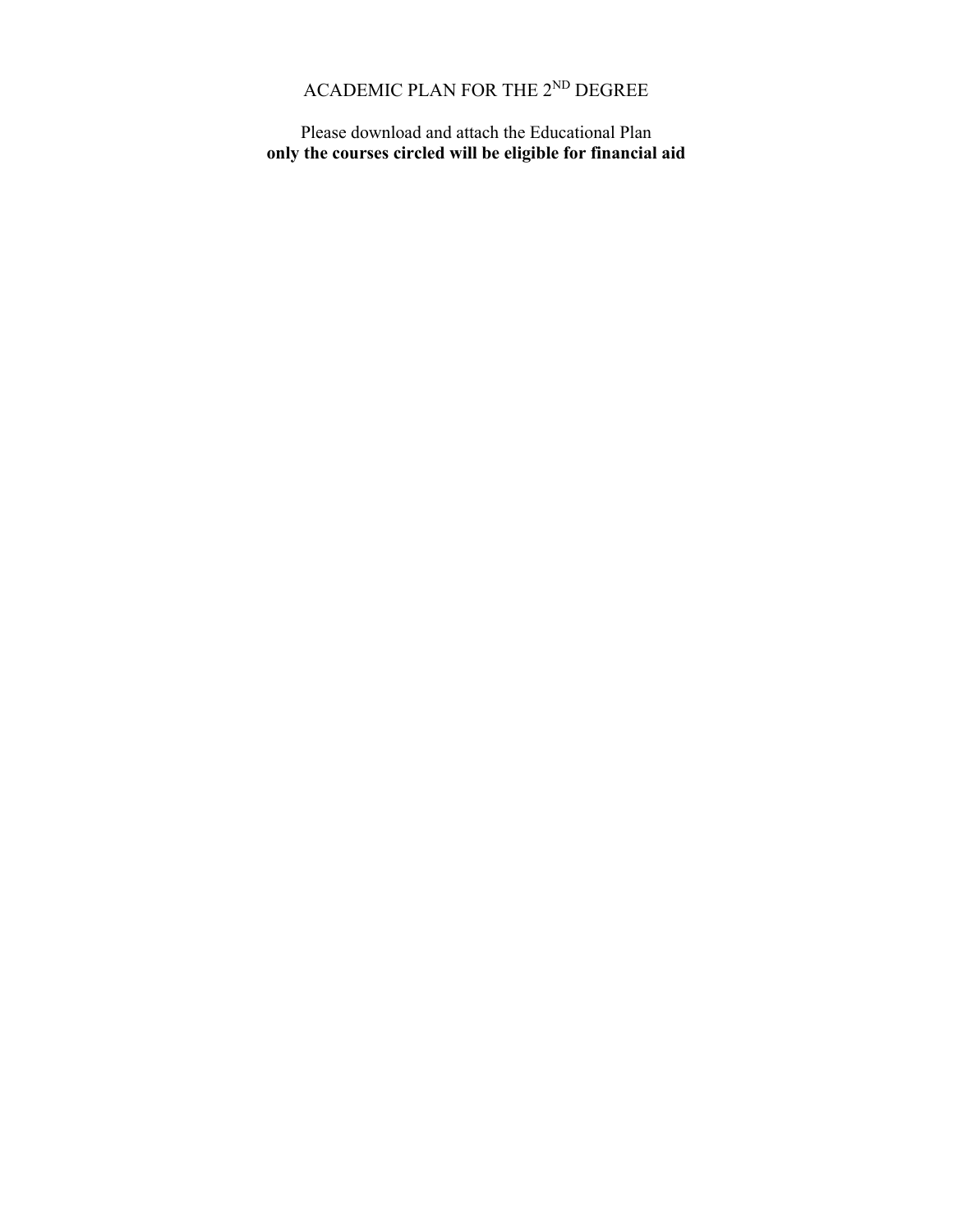# ACADEMIC PLAN FOR THE 2ND DEGREE

Please download and attach the Educational Plan
**only the courses circled will be eligible for financial aid**